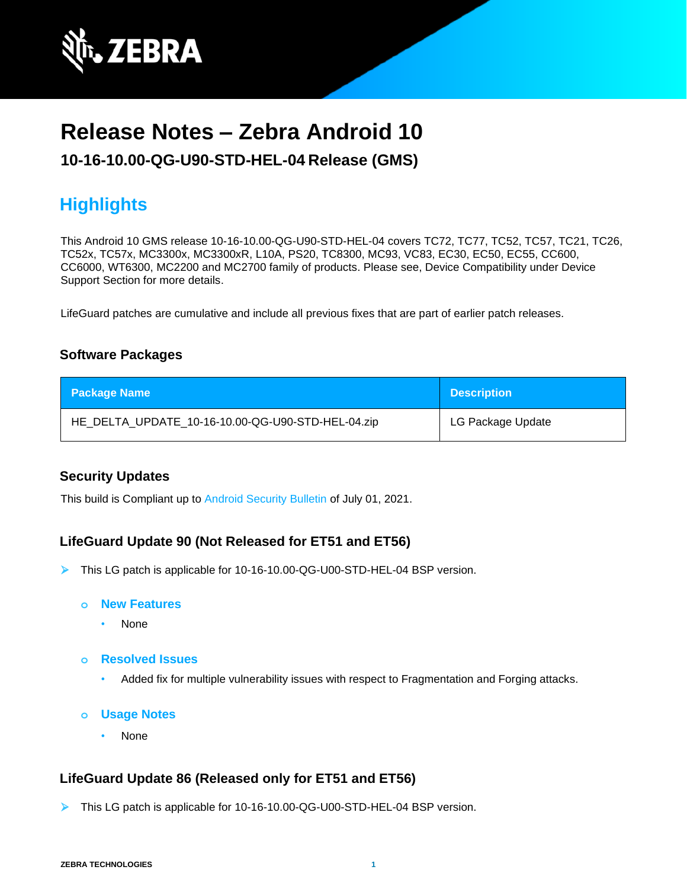# Release Notes – Zebra Android 10

### 10-16-10.00-QG-U90-STD-HEL-04 Release (GMS)

## Highlights

This Android 10 GMS release 10-16-10.00-QG-U90-STD-HEL-04 covers TC72, TC77, TC52, TC57, TC21, TC26, TC52x, TC57x, MC3300x, MC3300xR, L10A, PS20, TC8300, MC93, VC83, EC30, EC50, EC55, CC600, CC6000, WT6300, MC2200 and MC2700 family of products. Please see, Device Compatibility under Device Support Section for more details.

LifeGuard patches are cumulative and include all previous fixes that are part of earlier patch releases.

### Software Packages

| Package Name | Description |
| --- | --- |
| HE_DELTA_UPDATE_10-16-10.00-QG-U90-STD-HEL-04.zip | LG Package Update |

### Security Updates

This build is Compliant up to Android Security Bulletin of July 01, 2021.

### LifeGuard Update 90 (Not Released for ET51 and ET56)

- This LG patch is applicable for 10-16-10.00-QG-U00-STD-HEL-04 BSP version.
  - **New Features**
    - None
  - **Resolved Issues**
    - Added fix for multiple vulnerability issues with respect to Fragmentation and Forging attacks.
  - **Usage Notes**
    - None

### LifeGuard Update 86 (Released only for ET51 and ET56)

- This LG patch is applicable for 10-16-10.00-QG-U00-STD-HEL-04 BSP version.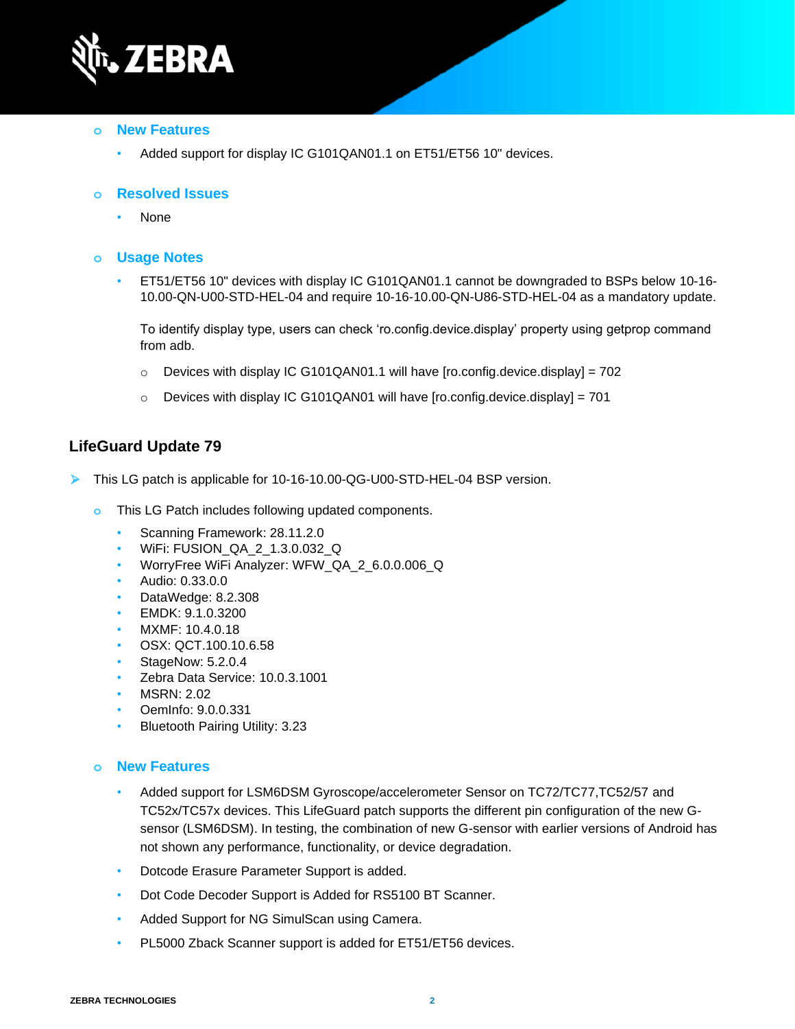- **New Features**
  - Added support for display IC G101QAN01.1 on ET51/ET56 10" devices.

- **Resolved Issues**
  - None

- **Usage Notes**
  - ET51/ET56 10" devices with display IC G101QAN01.1 cannot be downgraded to BSPs below 10-16-10.00-QN-U00-STD-HEL-04 and require 10-16-10.00-QN-U86-STD-HEL-04 as a mandatory update.

    To identify display type, users can check 'ro.config.device.display' property using getprop command from adb.

    - Devices with display IC G101QAN01.1 will have [ro.config.device.display] = 702
    - Devices with display IC G101QAN01 will have [ro.config.device.display] = 701

## LifeGuard Update 79

- This LG patch is applicable for 10-16-10.00-QG-U00-STD-HEL-04 BSP version.

  - This LG Patch includes following updated components.
    - Scanning Framework: 28.11.2.0
    - WiFi: FUSION_QA_2_1.3.0.032_Q
    - WorryFree WiFi Analyzer: WFW_QA_2_6.0.0.006_Q
    - Audio: 0.33.0.0
    - DataWedge: 8.2.308
    - EMDK: 9.1.0.3200
    - MXMF: 10.4.0.18
    - OSX: QCT.100.10.6.58
    - StageNow: 5.2.0.4
    - Zebra Data Service: 10.0.3.1001
    - MSRN: 2.02
    - OemInfo: 9.0.0.331
    - Bluetooth Pairing Utility: 3.23

  - **New Features**
    - Added support for LSM6DSM Gyroscope/accelerometer Sensor on TC72/TC77,TC52/57 and TC52x/TC57x devices. This LifeGuard patch supports the different pin configuration of the new G-sensor (LSM6DSM). In testing, the combination of new G-sensor with earlier versions of Android has not shown any performance, functionality, or device degradation.
    - Dotcode Erasure Parameter Support is added.
    - Dot Code Decoder Support is Added for RS5100 BT Scanner.
    - Added Support for NG SimulScan using Camera.
    - PL5000 Zback Scanner support is added for ET51/ET56 devices.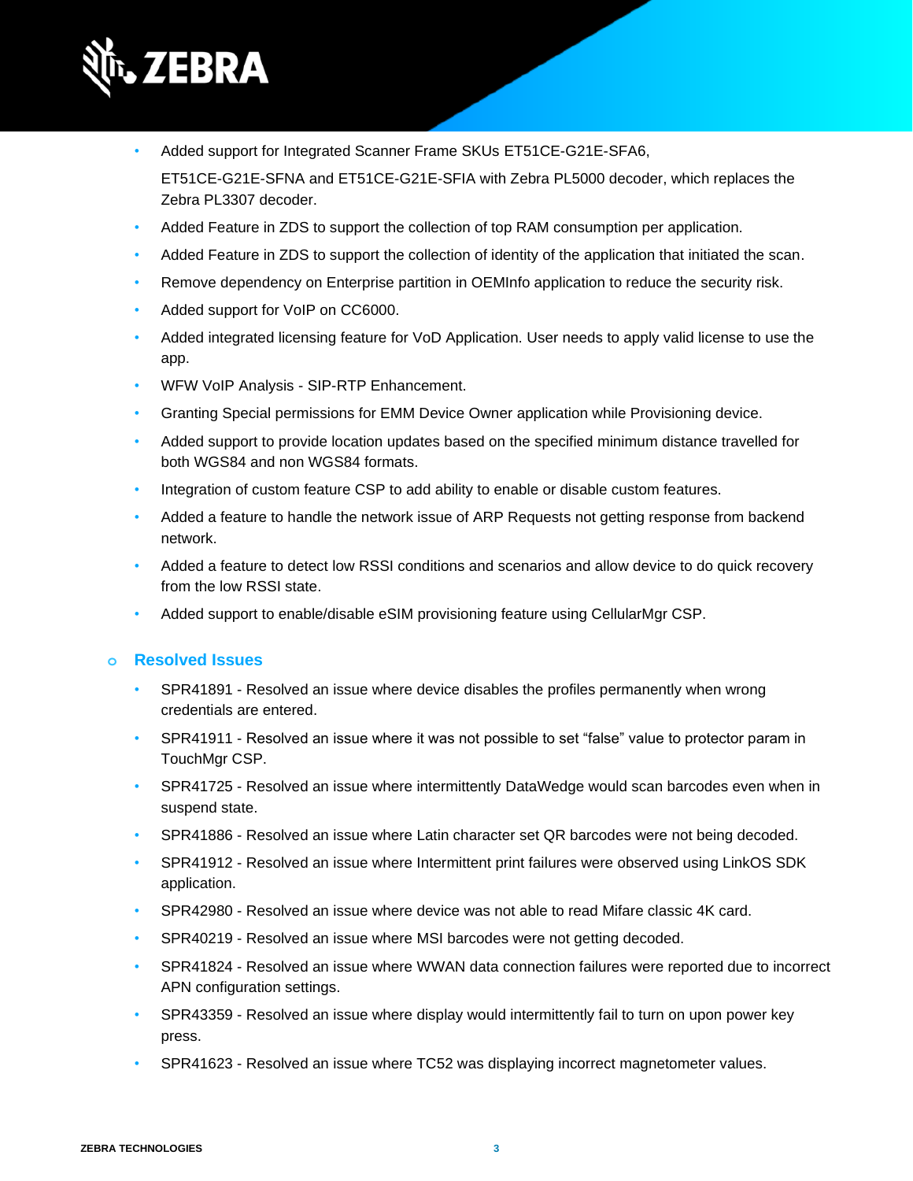- Added support for Integrated Scanner Frame SKUs ET51CE-G21E-SFA6, ET51CE-G21E-SFNA and ET51CE-G21E-SFIA with Zebra PL5000 decoder, which replaces the Zebra PL3307 decoder.
- Added Feature in ZDS to support the collection of top RAM consumption per application.
- Added Feature in ZDS to support the collection of identity of the application that initiated the scan.
- Remove dependency on Enterprise partition in OEMInfo application to reduce the security risk.
- Added support for VoIP on CC6000.
- Added integrated licensing feature for VoD Application. User needs to apply valid license to use the app.
- WFW VoIP Analysis - SIP-RTP Enhancement.
- Granting Special permissions for EMM Device Owner application while Provisioning device.
- Added support to provide location updates based on the specified minimum distance travelled for both WGS84 and non WGS84 formats.
- Integration of custom feature CSP to add ability to enable or disable custom features.
- Added a feature to handle the network issue of ARP Requests not getting response from backend network.
- Added a feature to detect low RSSI conditions and scenarios and allow device to do quick recovery from the low RSSI state.
- Added support to enable/disable eSIM provisioning feature using CellularMgr CSP.

### Resolved Issues

- SPR41891 - Resolved an issue where device disables the profiles permanently when wrong credentials are entered.
- SPR41911 - Resolved an issue where it was not possible to set “false” value to protector param in TouchMgr CSP.
- SPR41725 - Resolved an issue where intermittently DataWedge would scan barcodes even when in suspend state.
- SPR41886 - Resolved an issue where Latin character set QR barcodes were not being decoded.
- SPR41912 - Resolved an issue where Intermittent print failures were observed using LinkOS SDK application.
- SPR42980 - Resolved an issue where device was not able to read Mifare classic 4K card.
- SPR40219 - Resolved an issue where MSI barcodes were not getting decoded.
- SPR41824 - Resolved an issue where WWAN data connection failures were reported due to incorrect APN configuration settings.
- SPR43359 - Resolved an issue where display would intermittently fail to turn on upon power key press.
- SPR41623 - Resolved an issue where TC52 was displaying incorrect magnetometer values.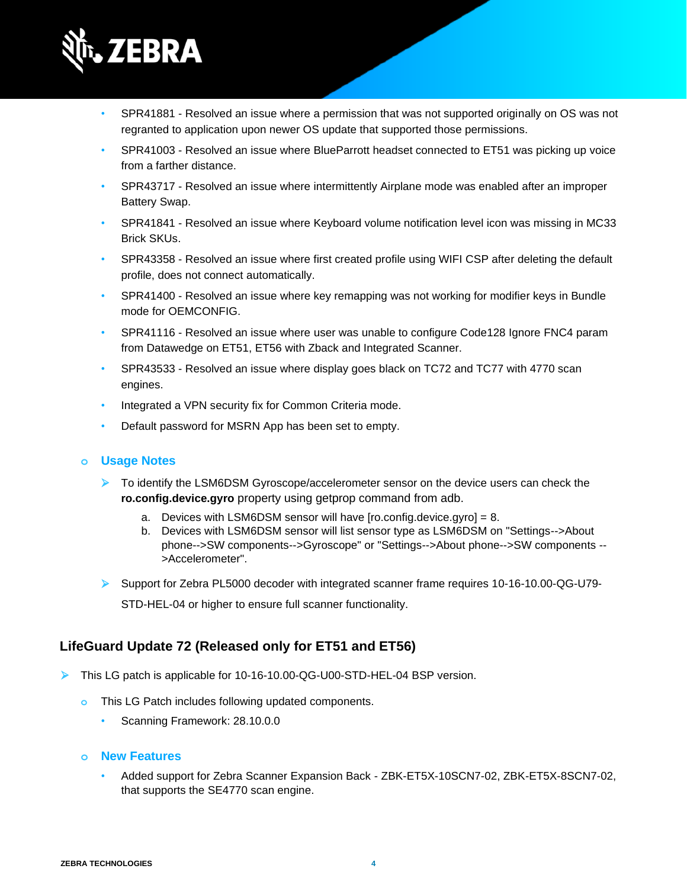- SPR41881 - Resolved an issue where a permission that was not supported originally on OS was not regranted to application upon newer OS update that supported those permissions.
- SPR41003 - Resolved an issue where BlueParrott headset connected to ET51 was picking up voice from a farther distance.
- SPR43717 - Resolved an issue where intermittently Airplane mode was enabled after an improper Battery Swap.
- SPR41841 - Resolved an issue where Keyboard volume notification level icon was missing in MC33 Brick SKUs.
- SPR43358 - Resolved an issue where first created profile using WIFI CSP after deleting the default profile, does not connect automatically.
- SPR41400 - Resolved an issue where key remapping was not working for modifier keys in Bundle mode for OEMCONFIG.
- SPR41116 - Resolved an issue where user was unable to configure Code128 Ignore FNC4 param from Datawedge on ET51, ET56 with Zback and Integrated Scanner.
- SPR43533 - Resolved an issue where display goes black on TC72 and TC77 with 4770 scan engines.
- Integrated a VPN security fix for Common Criteria mode.
- Default password for MSRN App has been set to empty.

### Usage Notes

- To identify the LSM6DSM Gyroscope/accelerometer sensor on the device users can check the **ro.config.device.gyro** property using getprop command from adb.
  a. Devices with LSM6DSM sensor will have [ro.config.device.gyro] = 8.
  b. Devices with LSM6DSM sensor will list sensor type as LSM6DSM on "Settings-->About phone-->SW components-->Gyroscope" or "Settings-->About phone-->SW components -->Accelerometer".
- Support for Zebra PL5000 decoder with integrated scanner frame requires 10-16-10.00-QG-U79-STD-HEL-04 or higher to ensure full scanner functionality.

## LifeGuard Update 72 (Released only for ET51 and ET56)

- This LG patch is applicable for 10-16-10.00-QG-U00-STD-HEL-04 BSP version.
  - This LG Patch includes following updated components.
    - Scanning Framework: 28.10.0.0

### New Features

- Added support for Zebra Scanner Expansion Back - ZBK-ET5X-10SCN7-02, ZBK-ET5X-8SCN7-02, that supports the SE4770 scan engine.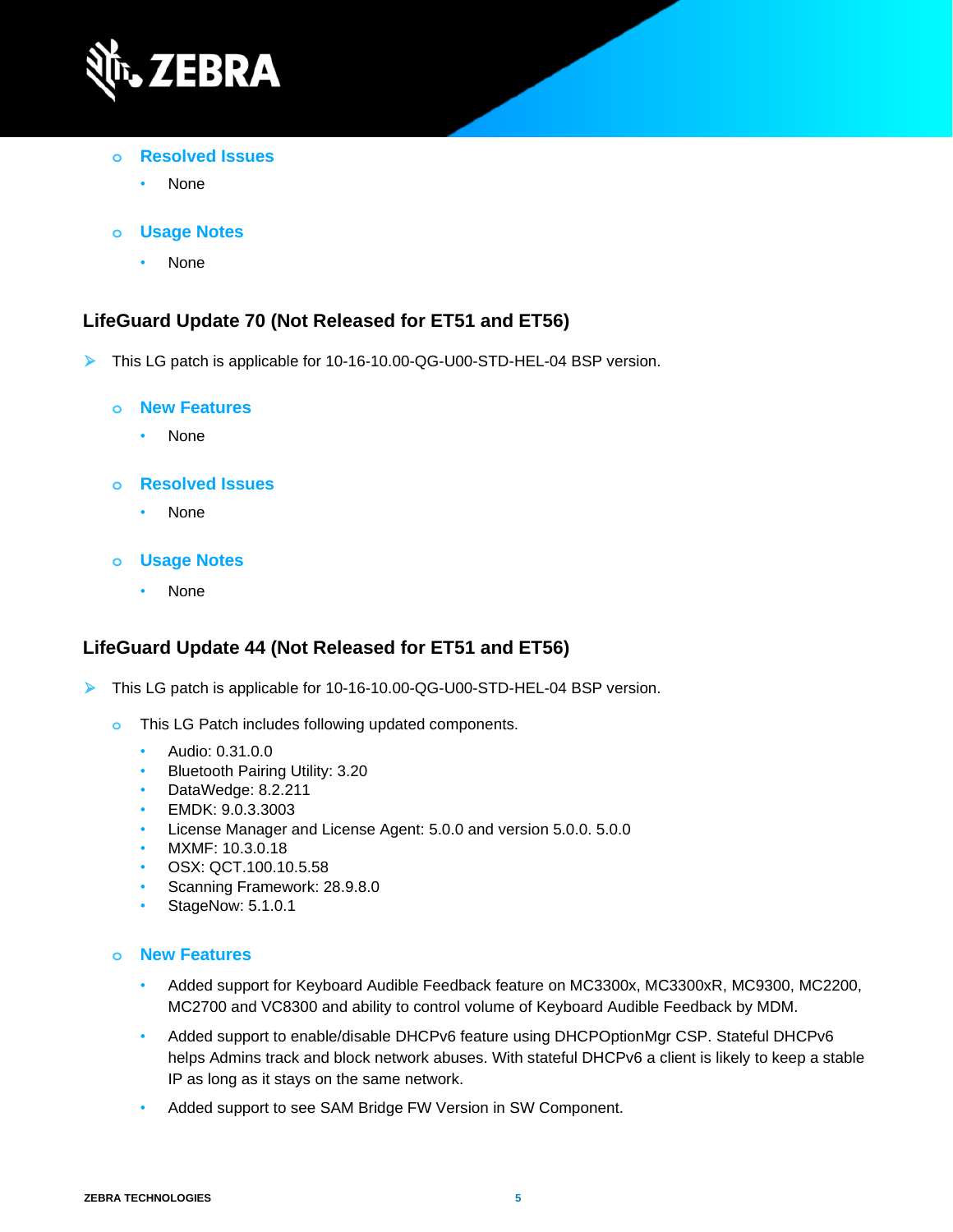- Resolved Issues
  - None

- Usage Notes
  - None

## LifeGuard Update 70 (Not Released for ET51 and ET56)

- This LG patch is applicable for 10-16-10.00-QG-U00-STD-HEL-04 BSP version.

  - **New Features**
    - None

  - **Resolved Issues**
    - None

  - **Usage Notes**
    - None

## LifeGuard Update 44 (Not Released for ET51 and ET56)

- This LG patch is applicable for 10-16-10.00-QG-U00-STD-HEL-04 BSP version.

  - This LG Patch includes following updated components.
    - Audio: 0.31.0.0
    - Bluetooth Pairing Utility: 3.20
    - DataWedge: 8.2.211
    - EMDK: 9.0.3.3003
    - License Manager and License Agent: 5.0.0 and version 5.0.0. 5.0.0
    - MXMF: 10.3.0.18
    - OSX: QCT.100.10.5.58
    - Scanning Framework: 28.9.8.0
    - StageNow: 5.1.0.1

  - **New Features**
    - Added support for Keyboard Audible Feedback feature on MC3300x, MC3300xR, MC9300, MC2200, MC2700 and VC8300 and ability to control volume of Keyboard Audible Feedback by MDM.
    - Added support to enable/disable DHCPv6 feature using DHCPOptionMgr CSP. Stateful DHCPv6 helps Admins track and block network abuses. With stateful DHCPv6 a client is likely to keep a stable IP as long as it stays on the same network.
    - Added support to see SAM Bridge FW Version in SW Component.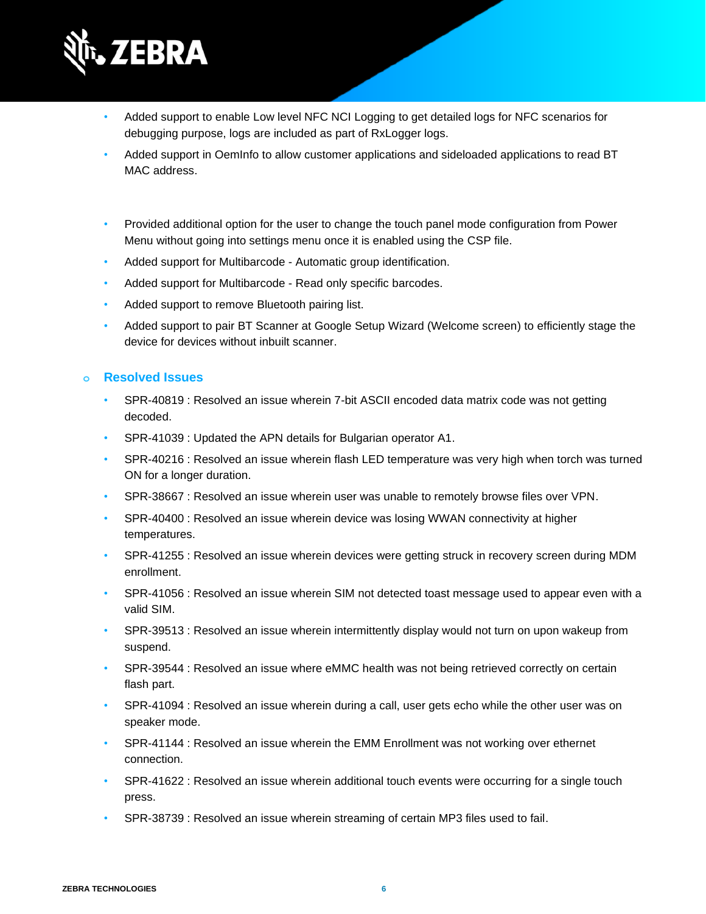- Added support to enable Low level NFC NCI Logging to get detailed logs for NFC scenarios for debugging purpose, logs are included as part of RxLogger logs.
- Added support in OemInfo to allow customer applications and sideloaded applications to read BT MAC address.

- Provided additional option for the user to change the touch panel mode configuration from Power Menu without going into settings menu once it is enabled using the CSP file.
- Added support for Multibarcode - Automatic group identification.
- Added support for Multibarcode - Read only specific barcodes.
- Added support to remove Bluetooth pairing list.
- Added support to pair BT Scanner at Google Setup Wizard (Welcome screen) to efficiently stage the device for devices without inbuilt scanner.

### Resolved Issues

- SPR-40819 : Resolved an issue wherein 7-bit ASCII encoded data matrix code was not getting decoded.
- SPR-41039 : Updated the APN details for Bulgarian operator A1.
- SPR-40216 : Resolved an issue wherein flash LED temperature was very high when torch was turned ON for a longer duration.
- SPR-38667 : Resolved an issue wherein user was unable to remotely browse files over VPN.
- SPR-40400 : Resolved an issue wherein device was losing WWAN connectivity at higher temperatures.
- SPR-41255 : Resolved an issue wherein devices were getting struck in recovery screen during MDM enrollment.
- SPR-41056 : Resolved an issue wherein SIM not detected toast message used to appear even with a valid SIM.
- SPR-39513 : Resolved an issue wherein intermittently display would not turn on upon wakeup from suspend.
- SPR-39544 : Resolved an issue where eMMC health was not being retrieved correctly on certain flash part.
- SPR-41094 : Resolved an issue wherein during a call, user gets echo while the other user was on speaker mode.
- SPR-41144 : Resolved an issue wherein the EMM Enrollment was not working over ethernet connection.
- SPR-41622 : Resolved an issue wherein additional touch events were occurring for a single touch press.
- SPR-38739 : Resolved an issue wherein streaming of certain MP3 files used to fail.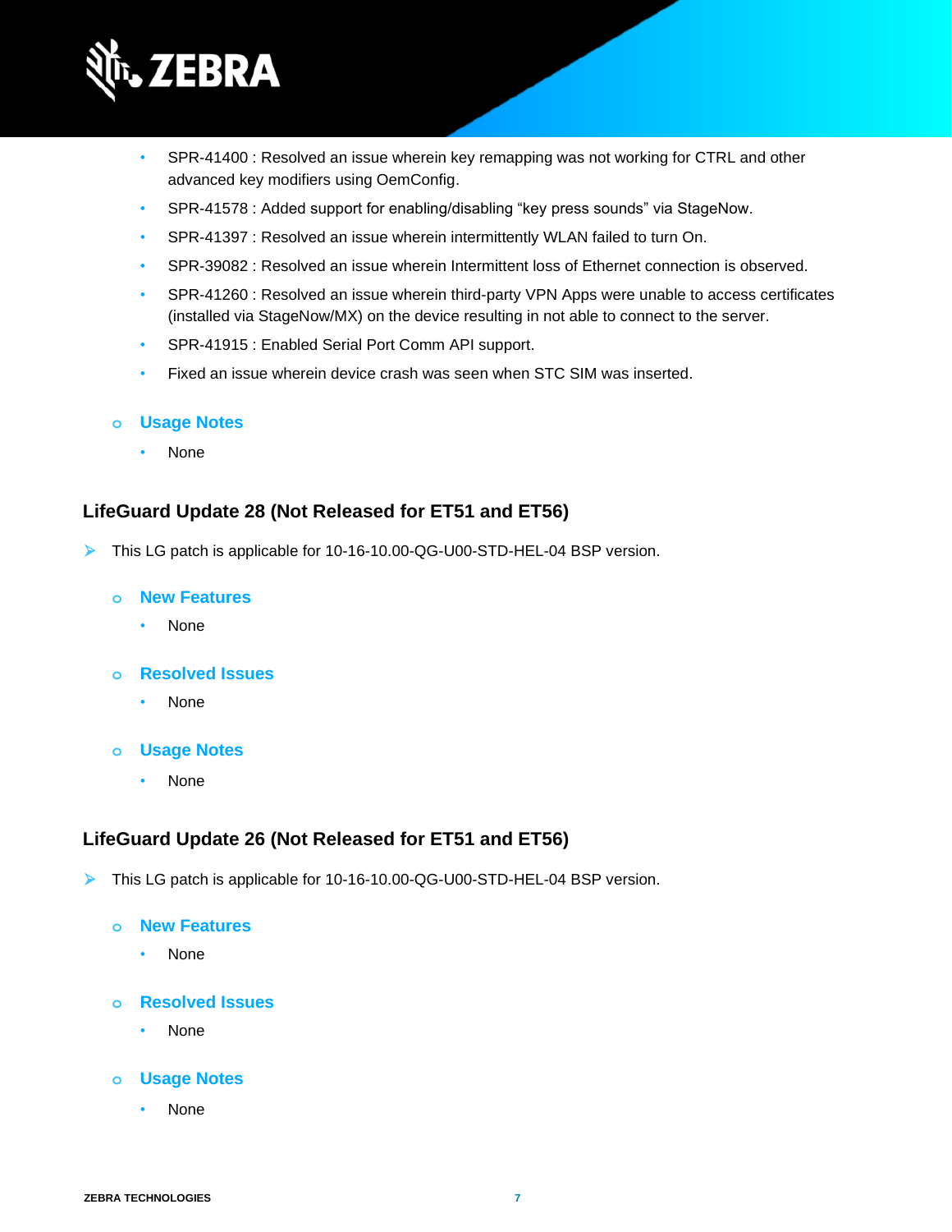- SPR-41400 : Resolved an issue wherein key remapping was not working for CTRL and other advanced key modifiers using OemConfig.
- SPR-41578 : Added support for enabling/disabling “key press sounds” via StageNow.
- SPR-41397 : Resolved an issue wherein intermittently WLAN failed to turn On.
- SPR-39082 : Resolved an issue wherein Intermittent loss of Ethernet connection is observed.
- SPR-41260 : Resolved an issue wherein third-party VPN Apps were unable to access certificates (installed via StageNow/MX) on the device resulting in not able to connect to the server.
- SPR-41915 : Enabled Serial Port Comm API support.
- Fixed an issue wherein device crash was seen when STC SIM was inserted.

- **Usage Notes**
  - None

### LifeGuard Update 28 (Not Released for ET51 and ET56)

- This LG patch is applicable for 10-16-10.00-QG-U00-STD-HEL-04 BSP version.

  - **New Features**
    - None
  - **Resolved Issues**
    - None
  - **Usage Notes**
    - None

### LifeGuard Update 26 (Not Released for ET51 and ET56)

- This LG patch is applicable for 10-16-10.00-QG-U00-STD-HEL-04 BSP version.

  - **New Features**
    - None
  - **Resolved Issues**
    - None
  - **Usage Notes**
    - None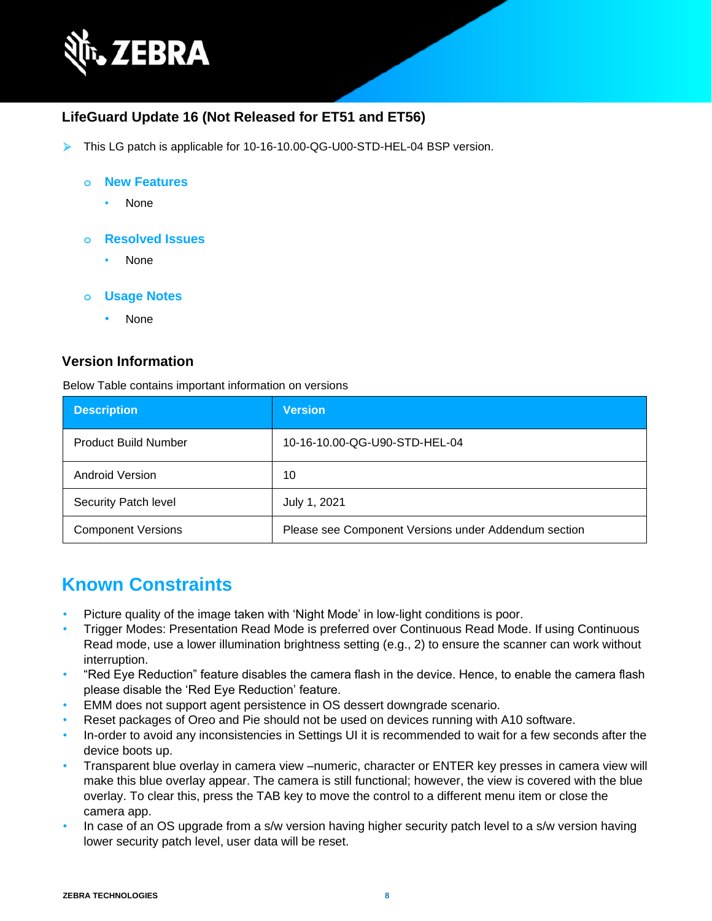### LifeGuard Update 16 (Not Released for ET51 and ET56)

- This LG patch is applicable for 10-16-10.00-QG-U00-STD-HEL-04 BSP version.
  - **New Features**
    - None
  - **Resolved Issues**
    - None
  - **Usage Notes**
    - None

### Version Information

Below Table contains important information on versions

| Description | Version |
|---|---|
| Product Build Number | 10-16-10.00-QG-U90-STD-HEL-04 |
| Android Version | 10 |
| Security Patch level | July 1, 2021 |
| Component Versions | Please see Component Versions under Addendum section |

## Known Constraints

- Picture quality of the image taken with 'Night Mode' in low-light conditions is poor.
- Trigger Modes: Presentation Read Mode is preferred over Continuous Read Mode. If using Continuous Read mode, use a lower illumination brightness setting (e.g., 2) to ensure the scanner can work without interruption.
- "Red Eye Reduction" feature disables the camera flash in the device. Hence, to enable the camera flash please disable the 'Red Eye Reduction' feature.
- EMM does not support agent persistence in OS dessert downgrade scenario.
- Reset packages of Oreo and Pie should not be used on devices running with A10 software.
- In-order to avoid any inconsistencies in Settings UI it is recommended to wait for a few seconds after the device boots up.
- Transparent blue overlay in camera view –numeric, character or ENTER key presses in camera view will make this blue overlay appear. The camera is still functional; however, the view is covered with the blue overlay. To clear this, press the TAB key to move the control to a different menu item or close the camera app.
- In case of an OS upgrade from a s/w version having higher security patch level to a s/w version having lower security patch level, user data will be reset.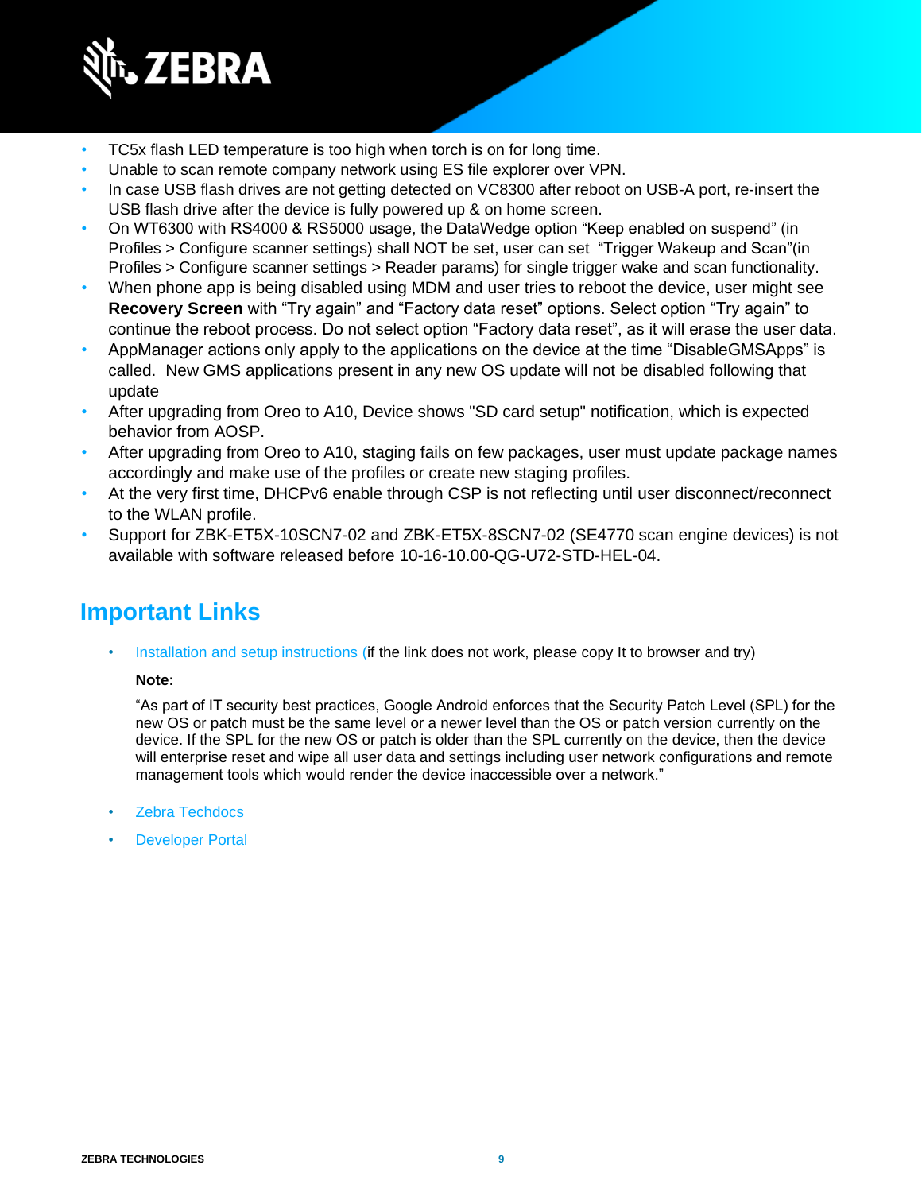- TC5x flash LED temperature is too high when torch is on for long time.
- Unable to scan remote company network using ES file explorer over VPN.
- In case USB flash drives are not getting detected on VC8300 after reboot on USB-A port, re-insert the USB flash drive after the device is fully powered up & on home screen.
- On WT6300 with RS4000 & RS5000 usage, the DataWedge option “Keep enabled on suspend” (in Profiles > Configure scanner settings) shall NOT be set, user can set “Trigger Wakeup and Scan”(in Profiles > Configure scanner settings > Reader params) for single trigger wake and scan functionality.
- When phone app is being disabled using MDM and user tries to reboot the device, user might see **Recovery Screen** with “Try again” and “Factory data reset” options. Select option “Try again” to continue the reboot process. Do not select option “Factory data reset”, as it will erase the user data.
- AppManager actions only apply to the applications on the device at the time “DisableGMSApps” is called. New GMS applications present in any new OS update will not be disabled following that update
- After upgrading from Oreo to A10, Device shows "SD card setup" notification, which is expected behavior from AOSP.
- After upgrading from Oreo to A10, staging fails on few packages, user must update package names accordingly and make use of the profiles or create new staging profiles.
- At the very first time, DHCPv6 enable through CSP is not reflecting until user disconnect/reconnect to the WLAN profile.
- Support for ZBK-ET5X-10SCN7-02 and ZBK-ET5X-8SCN7-02 (SE4770 scan engine devices) is not available with software released before 10-16-10.00-QG-U72-STD-HEL-04.

## Important Links

- Installation and setup instructions (if the link does not work, please copy It to browser and try)

  **Note:**

  “As part of IT security best practices, Google Android enforces that the Security Patch Level (SPL) for the new OS or patch must be the same level or a newer level than the OS or patch version currently on the device. If the SPL for the new OS or patch is older than the SPL currently on the device, then the device will enterprise reset and wipe all user data and settings including user network configurations and remote management tools which would render the device inaccessible over a network.”

- Zebra Techdocs
- Developer Portal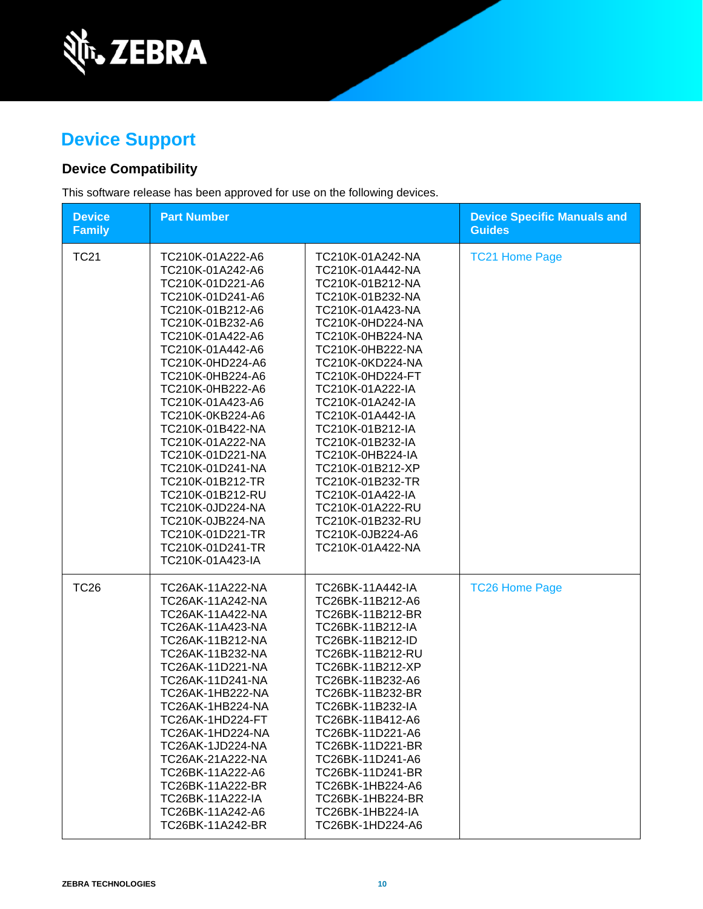# Device Support

## Device Compatibility

This software release has been approved for use on the following devices.

| Device Family | Part Number | | Device Specific Manuals and Guides |
|---|---|---|---|
| TC21 | TC210K-01A222-A6<br>TC210K-01A242-A6<br>TC210K-01D221-A6<br>TC210K-01D241-A6<br>TC210K-01B212-A6<br>TC210K-01B232-A6<br>TC210K-01A422-A6<br>TC210K-01A442-A6<br>TC210K-0HD224-A6<br>TC210K-0HB224-A6<br>TC210K-0HB222-A6<br>TC210K-01A423-A6<br>TC210K-0KB224-A6<br>TC210K-01B422-NA<br>TC210K-01A222-NA<br>TC210K-01D221-NA<br>TC210K-01D241-NA<br>TC210K-01B212-TR<br>TC210K-01B212-RU<br>TC210K-0JD224-NA<br>TC210K-0JB224-NA<br>TC210K-01D221-TR<br>TC210K-01D241-TR<br>TC210K-01A423-IA | TC210K-01A242-NA<br>TC210K-01A442-NA<br>TC210K-01B212-NA<br>TC210K-01B232-NA<br>TC210K-01A423-NA<br>TC210K-0HD224-NA<br>TC210K-0HB224-NA<br>TC210K-0HB222-NA<br>TC210K-0KD224-NA<br>TC210K-0HD224-FT<br>TC210K-01A222-IA<br>TC210K-01A242-IA<br>TC210K-01A442-IA<br>TC210K-01B212-IA<br>TC210K-01B232-IA<br>TC210K-0HB224-IA<br>TC210K-01B212-XP<br>TC210K-01B232-TR<br>TC210K-01A422-IA<br>TC210K-01A222-RU<br>TC210K-01B232-RU<br>TC210K-0JB224-A6<br>TC210K-01A422-NA | TC21 Home Page |
| TC26 | TC26AK-11A222-NA<br>TC26AK-11A242-NA<br>TC26AK-11A422-NA<br>TC26AK-11A423-NA<br>TC26AK-11B212-NA<br>TC26AK-11B232-NA<br>TC26AK-11D221-NA<br>TC26AK-11D241-NA<br>TC26AK-1HB222-NA<br>TC26AK-1HB224-NA<br>TC26AK-1HD224-FT<br>TC26AK-1HD224-NA<br>TC26AK-1JD224-NA<br>TC26AK-21A222-NA<br>TC26BK-11A222-A6<br>TC26BK-11A222-BR<br>TC26BK-11A222-IA<br>TC26BK-11A242-A6<br>TC26BK-11A242-BR | TC26BK-11A442-IA<br>TC26BK-11B212-A6<br>TC26BK-11B212-BR<br>TC26BK-11B212-IA<br>TC26BK-11B212-ID<br>TC26BK-11B212-RU<br>TC26BK-11B212-XP<br>TC26BK-11B232-A6<br>TC26BK-11B232-BR<br>TC26BK-11B232-IA<br>TC26BK-11B412-A6<br>TC26BK-11D221-A6<br>TC26BK-11D221-BR<br>TC26BK-11D241-A6<br>TC26BK-11D241-BR<br>TC26BK-1HB224-A6<br>TC26BK-1HB224-BR<br>TC26BK-1HB224-IA<br>TC26BK-1HD224-A6 | TC26 Home Page |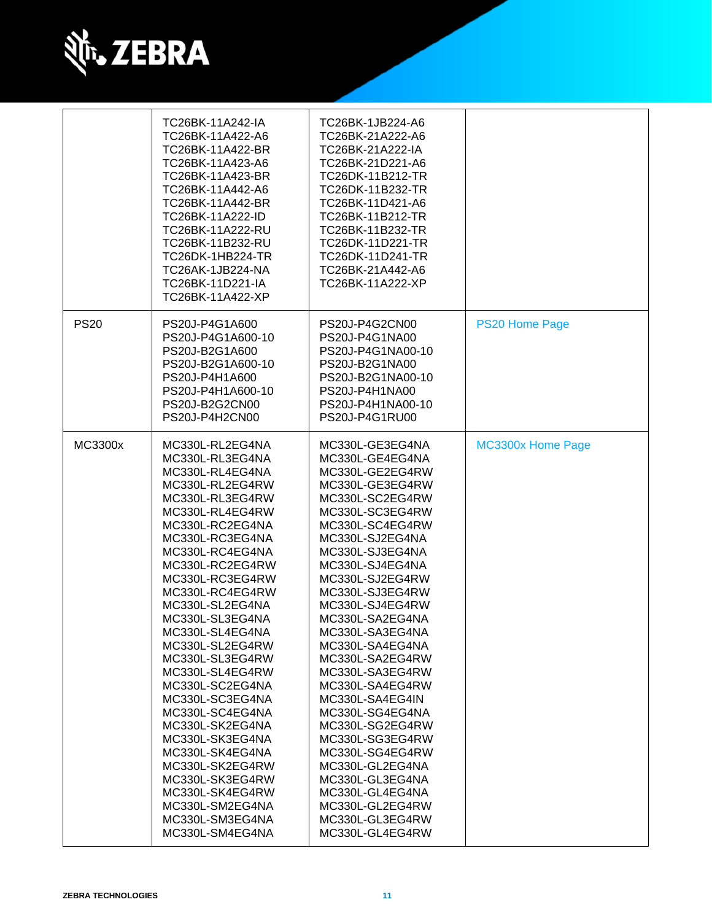| | | | |
|---|---|---|---|
| | TC26BK-11A242-IA<br>TC26BK-11A422-A6<br>TC26BK-11A422-BR<br>TC26BK-11A423-A6<br>TC26BK-11A423-BR<br>TC26BK-11A442-A6<br>TC26BK-11A442-BR<br>TC26BK-11A222-ID<br>TC26BK-11A222-RU<br>TC26BK-11B232-RU<br>TC26DK-1HB224-TR<br>TC26AK-1JB224-NA<br>TC26BK-11D221-IA<br>TC26BK-11A422-XP | TC26BK-1JB224-A6<br>TC26BK-21A222-A6<br>TC26BK-21A222-IA<br>TC26BK-21D221-A6<br>TC26DK-11B212-TR<br>TC26DK-11B232-TR<br>TC26BK-11D421-A6<br>TC26BK-11B212-TR<br>TC26BK-11B232-TR<br>TC26DK-11D221-TR<br>TC26DK-11D241-TR<br>TC26BK-21A442-A6<br>TC26BK-11A222-XP | |
| PS20 | PS20J-P4G1A600<br>PS20J-P4G1A600-10<br>PS20J-B2G1A600<br>PS20J-B2G1A600-10<br>PS20J-P4H1A600<br>PS20J-P4H1A600-10<br>PS20J-B2G2CN00<br>PS20J-P4H2CN00 | PS20J-P4G2CN00<br>PS20J-P4G1NA00<br>PS20J-P4G1NA00-10<br>PS20J-B2G1NA00<br>PS20J-B2G1NA00-10<br>PS20J-P4H1NA00<br>PS20J-P4H1NA00-10<br>PS20J-P4G1RU00 | PS20 Home Page |
| MC3300x | MC330L-RL2EG4NA<br>MC330L-RL3EG4NA<br>MC330L-RL4EG4NA<br>MC330L-RL2EG4RW<br>MC330L-RL3EG4RW<br>MC330L-RL4EG4RW<br>MC330L-RC2EG4NA<br>MC330L-RC3EG4NA<br>MC330L-RC4EG4NA<br>MC330L-RC2EG4RW<br>MC330L-RC3EG4RW<br>MC330L-RC4EG4RW<br>MC330L-SL2EG4NA<br>MC330L-SL3EG4NA<br>MC330L-SL4EG4NA<br>MC330L-SL2EG4RW<br>MC330L-SL3EG4RW<br>MC330L-SL4EG4RW<br>MC330L-SC2EG4NA<br>MC330L-SC3EG4NA<br>MC330L-SC4EG4NA<br>MC330L-SK2EG4NA<br>MC330L-SK3EG4NA<br>MC330L-SK4EG4NA<br>MC330L-SK2EG4RW<br>MC330L-SK3EG4RW<br>MC330L-SK4EG4RW<br>MC330L-SM2EG4NA<br>MC330L-SM3EG4NA<br>MC330L-SM4EG4NA | MC330L-GE3EG4NA<br>MC330L-GE4EG4NA<br>MC330L-GE2EG4RW<br>MC330L-GE3EG4RW<br>MC330L-SC2EG4RW<br>MC330L-SC3EG4RW<br>MC330L-SC4EG4RW<br>MC330L-SJ2EG4NA<br>MC330L-SJ3EG4NA<br>MC330L-SJ4EG4NA<br>MC330L-SJ2EG4RW<br>MC330L-SJ3EG4RW<br>MC330L-SJ4EG4RW<br>MC330L-SA2EG4NA<br>MC330L-SA3EG4NA<br>MC330L-SA4EG4NA<br>MC330L-SA2EG4RW<br>MC330L-SA3EG4RW<br>MC330L-SA4EG4RW<br>MC330L-SA4EG4IN<br>MC330L-SG4EG4NA<br>MC330L-SG2EG4RW<br>MC330L-SG3EG4RW<br>MC330L-SG4EG4RW<br>MC330L-GL2EG4NA<br>MC330L-GL3EG4NA<br>MC330L-GL4EG4NA<br>MC330L-GL2EG4RW<br>MC330L-GL3EG4RW<br>MC330L-GL4EG4RW | MC3300x Home Page |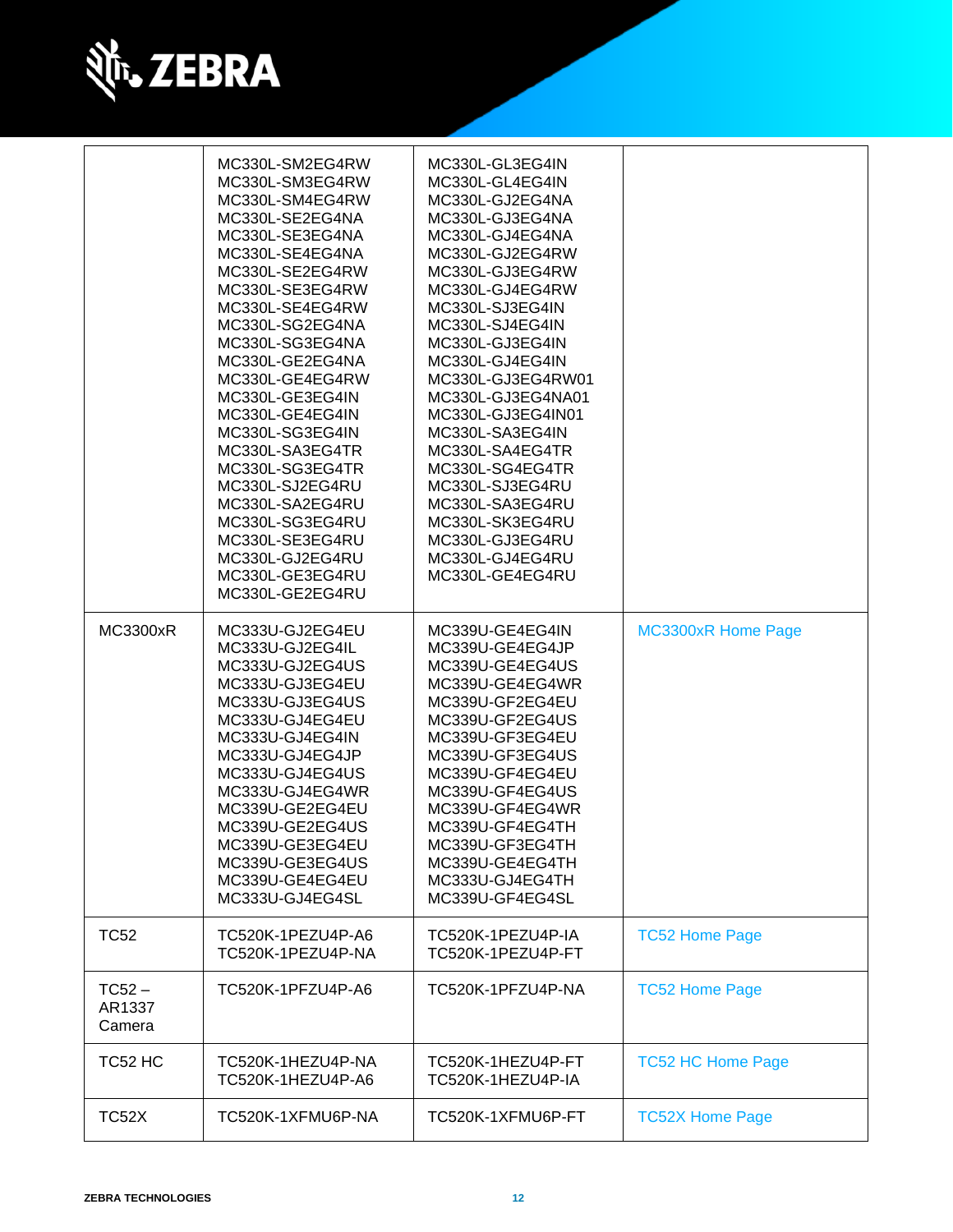| | | | |
|---|---|---|---|
| | MC330L-SM2EG4RW<br>MC330L-SM3EG4RW<br>MC330L-SM4EG4RW<br>MC330L-SE2EG4NA<br>MC330L-SE3EG4NA<br>MC330L-SE4EG4NA<br>MC330L-SE2EG4RW<br>MC330L-SE3EG4RW<br>MC330L-SE4EG4RW<br>MC330L-SG2EG4NA<br>MC330L-SG3EG4NA<br>MC330L-GE2EG4NA<br>MC330L-GE4EG4RW<br>MC330L-GE3EG4IN<br>MC330L-GE4EG4IN<br>MC330L-SG3EG4IN<br>MC330L-SA3EG4TR<br>MC330L-SG3EG4TR<br>MC330L-SJ2EG4RU<br>MC330L-SA2EG4RU<br>MC330L-SG3EG4RU<br>MC330L-SE3EG4RU<br>MC330L-GJ2EG4RU<br>MC330L-GE3EG4RU<br>MC330L-GE2EG4RU | MC330L-GL3EG4IN<br>MC330L-GL4EG4IN<br>MC330L-GJ2EG4NA<br>MC330L-GJ3EG4NA<br>MC330L-GJ4EG4NA<br>MC330L-GJ2EG4RW<br>MC330L-GJ3EG4RW<br>MC330L-GJ4EG4RW<br>MC330L-SJ3EG4IN<br>MC330L-SJ4EG4IN<br>MC330L-GJ3EG4IN<br>MC330L-GJ4EG4IN<br>MC330L-GJ3EG4RW01<br>MC330L-GJ3EG4NA01<br>MC330L-GJ3EG4IN01<br>MC330L-SA3EG4IN<br>MC330L-SA4EG4TR<br>MC330L-SG4EG4TR<br>MC330L-SJ3EG4RU<br>MC330L-SA3EG4RU<br>MC330L-SK3EG4RU<br>MC330L-GJ3EG4RU<br>MC330L-GJ4EG4RU<br>MC330L-GE4EG4RU | |
| MC3300xR | MC333U-GJ2EG4EU<br>MC333U-GJ2EG4IL<br>MC333U-GJ2EG4US<br>MC333U-GJ3EG4EU<br>MC333U-GJ3EG4US<br>MC333U-GJ4EG4EU<br>MC333U-GJ4EG4IN<br>MC333U-GJ4EG4JP<br>MC333U-GJ4EG4US<br>MC333U-GJ4EG4WR<br>MC339U-GE2EG4EU<br>MC339U-GE2EG4US<br>MC339U-GE3EG4EU<br>MC339U-GE3EG4US<br>MC339U-GE4EG4EU<br>MC333U-GJ4EG4SL | MC339U-GE4EG4IN<br>MC339U-GE4EG4JP<br>MC339U-GE4EG4US<br>MC339U-GE4EG4WR<br>MC339U-GF2EG4EU<br>MC339U-GF2EG4US<br>MC339U-GF3EG4EU<br>MC339U-GF3EG4US<br>MC339U-GF4EG4EU<br>MC339U-GF4EG4US<br>MC339U-GF4EG4WR<br>MC339U-GF4EG4TH<br>MC339U-GF3EG4TH<br>MC339U-GE4EG4TH<br>MC333U-GJ4EG4TH<br>MC339U-GF4EG4SL | MC3300xR Home Page |
| TC52 | TC520K-1PEZU4P-A6<br>TC520K-1PEZU4P-NA | TC520K-1PEZU4P-IA<br>TC520K-1PEZU4P-FT | TC52 Home Page |
| TC52 – AR1337 Camera | TC520K-1PFZU4P-A6 | TC520K-1PFZU4P-NA | TC52 Home Page |
| TC52 HC | TC520K-1HEZU4P-NA<br>TC520K-1HEZU4P-A6 | TC520K-1HEZU4P-FT<br>TC520K-1HEZU4P-IA | TC52 HC Home Page |
| TC52X | TC520K-1XFMU6P-NA | TC520K-1XFMU6P-FT | TC52X Home Page |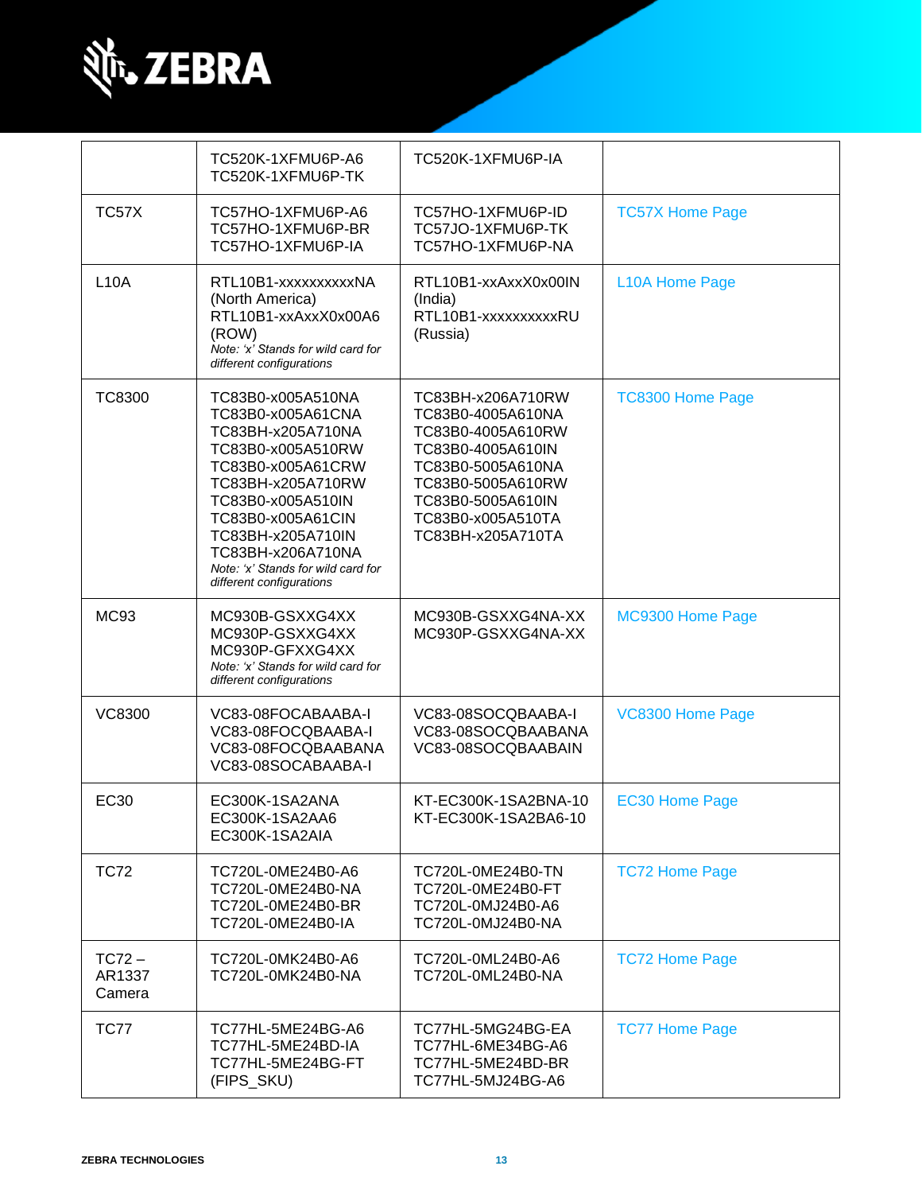| | | | |
|---|---|---|---|
| | TC520K-1XFMU6P-A6<br>TC520K-1XFMU6P-TK | TC520K-1XFMU6P-IA | |
| TC57X | TC57HO-1XFMU6P-A6<br>TC57HO-1XFMU6P-BR<br>TC57HO-1XFMU6P-IA | TC57HO-1XFMU6P-ID<br>TC57JO-1XFMU6P-TK<br>TC57HO-1XFMU6P-NA | TC57X Home Page |
| L10A | RTL10B1-xxxxxxxxxxNA (North America)<br>RTL10B1-xxAxxX0x00A6 (ROW)<br>*Note: 'x' Stands for wild card for different configurations* | RTL10B1-xxAxxX0x00IN (India)<br>RTL10B1-xxxxxxxxxxRU (Russia) | L10A Home Page |
| TC8300 | TC83B0-x005A510NA<br>TC83B0-x005A61CNA<br>TC83BH-x205A710NA<br>TC83B0-x005A510RW<br>TC83B0-x005A61CRW<br>TC83BH-x205A710RW<br>TC83B0-x005A510IN<br>TC83B0-x005A61CIN<br>TC83BH-x205A710IN<br>TC83BH-x206A710NA<br>*Note: 'x' Stands for wild card for different configurations* | TC83BH-x206A710RW<br>TC83B0-4005A610NA<br>TC83B0-4005A610RW<br>TC83B0-4005A610IN<br>TC83B0-5005A610NA<br>TC83B0-5005A610RW<br>TC83B0-5005A610IN<br>TC83B0-x005A510TA<br>TC83BH-x205A710TA | TC8300 Home Page |
| MC93 | MC930B-GSXXG4XX<br>MC930P-GSXXG4XX<br>MC930P-GFXXG4XX<br>*Note: 'x' Stands for wild card for different configurations* | MC930B-GSXXG4NA-XX<br>MC930P-GSXXG4NA-XX | MC9300 Home Page |
| VC8300 | VC83-08FOCABAABA-I<br>VC83-08FOCQBAABA-I<br>VC83-08FOCQBAABANA<br>VC83-08SOCABAABA-I | VC83-08SOCQBAABA-I<br>VC83-08SOCQBAABANA<br>VC83-08SOCQBAABAIN | VC8300 Home Page |
| EC30 | EC300K-1SA2ANA<br>EC300K-1SA2AA6<br>EC300K-1SA2AIA | KT-EC300K-1SA2BNA-10<br>KT-EC300K-1SA2BA6-10 | EC30 Home Page |
| TC72 | TC720L-0ME24B0-A6<br>TC720L-0ME24B0-NA<br>TC720L-0ME24B0-BR<br>TC720L-0ME24B0-IA | TC720L-0ME24B0-TN<br>TC720L-0ME24B0-FT<br>TC720L-0MJ24B0-A6<br>TC720L-0MJ24B0-NA | TC72 Home Page |
| TC72 – AR1337 Camera | TC720L-0MK24B0-A6<br>TC720L-0MK24B0-NA | TC720L-0ML24B0-A6<br>TC720L-0ML24B0-NA | TC72 Home Page |
| TC77 | TC77HL-5ME24BG-A6<br>TC77HL-5ME24BD-IA<br>TC77HL-5ME24BG-FT (FIPS_SKU) | TC77HL-5MG24BG-EA<br>TC77HL-6ME34BG-A6<br>TC77HL-5ME24BD-BR<br>TC77HL-5MJ24BG-A6 | TC77 Home Page |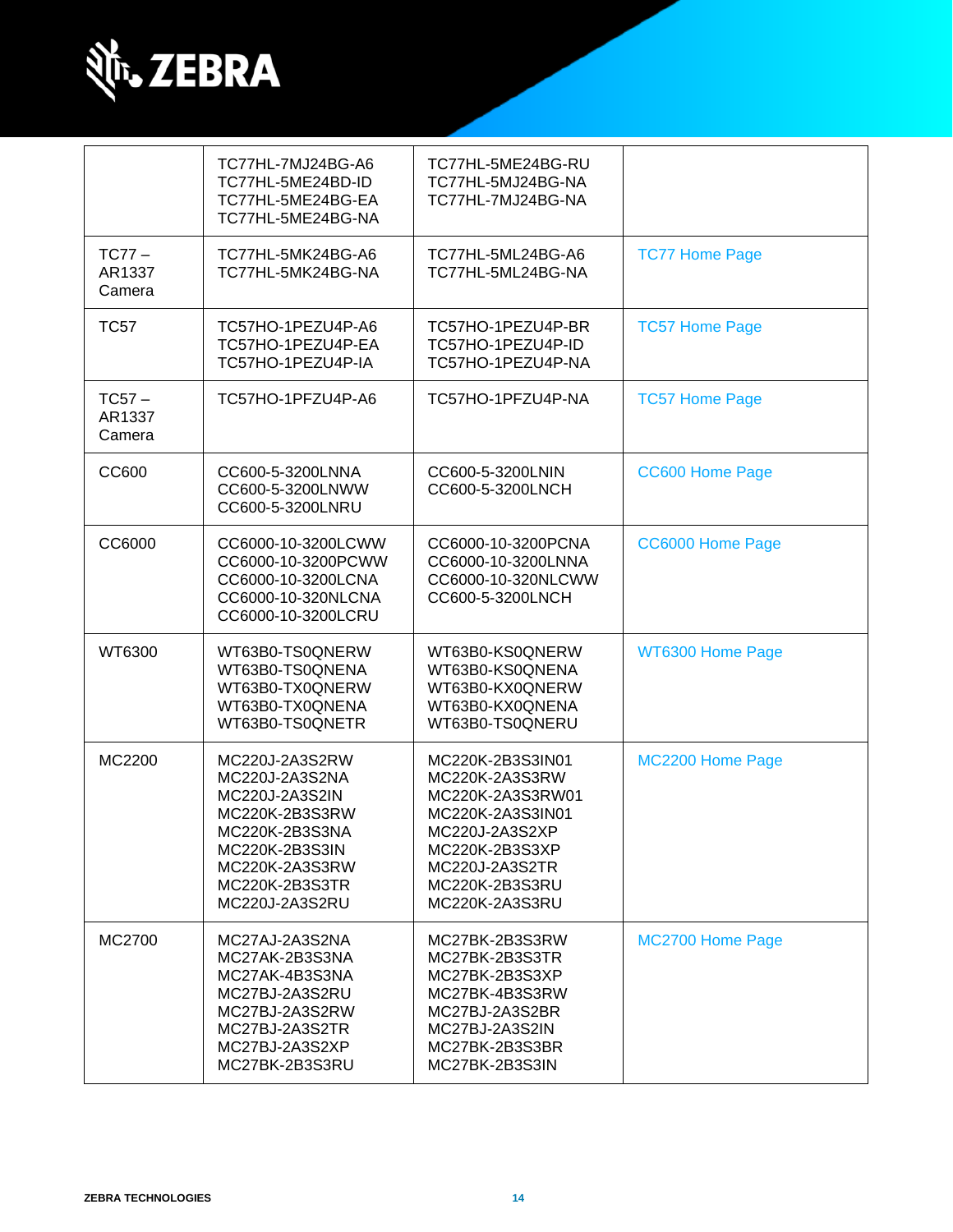| | | | |
|---|---|---|---|
| | TC77HL-7MJ24BG-A6<br>TC77HL-5ME24BD-ID<br>TC77HL-5ME24BG-EA<br>TC77HL-5ME24BG-NA | TC77HL-5ME24BG-RU<br>TC77HL-5MJ24BG-NA<br>TC77HL-7MJ24BG-NA | |
| TC77 – AR1337 Camera | TC77HL-5MK24BG-A6<br>TC77HL-5MK24BG-NA | TC77HL-5ML24BG-A6<br>TC77HL-5ML24BG-NA | TC77 Home Page |
| TC57 | TC57HO-1PEZU4P-A6<br>TC57HO-1PEZU4P-EA<br>TC57HO-1PEZU4P-IA | TC57HO-1PEZU4P-BR<br>TC57HO-1PEZU4P-ID<br>TC57HO-1PEZU4P-NA | TC57 Home Page |
| TC57 – AR1337 Camera | TC57HO-1PFZU4P-A6 | TC57HO-1PFZU4P-NA | TC57 Home Page |
| CC600 | CC600-5-3200LNNA<br>CC600-5-3200LNWW<br>CC600-5-3200LNRU | CC600-5-3200LNIN<br>CC600-5-3200LNCH | CC600 Home Page |
| CC6000 | CC6000-10-3200LCWW<br>CC6000-10-3200PCWW<br>CC6000-10-3200LCNA<br>CC6000-10-320NLCNA<br>CC6000-10-3200LCRU | CC6000-10-3200PCNA<br>CC6000-10-3200LNNA<br>CC6000-10-320NLCWW<br>CC600-5-3200LNCH | CC6000 Home Page |
| WT6300 | WT63B0-TS0QNERW<br>WT63B0-TS0QNENA<br>WT63B0-TX0QNERW<br>WT63B0-TX0QNENA<br>WT63B0-TS0QNETR | WT63B0-KS0QNERW<br>WT63B0-KS0QNENA<br>WT63B0-KX0QNERW<br>WT63B0-KX0QNENA<br>WT63B0-TS0QNERU | WT6300 Home Page |
| MC2200 | MC220J-2A3S2RW<br>MC220J-2A3S2NA<br>MC220J-2A3S2IN<br>MC220K-2B3S3RW<br>MC220K-2B3S3NA<br>MC220K-2B3S3IN<br>MC220K-2A3S3RW<br>MC220K-2B3S3TR<br>MC220J-2A3S2RU | MC220K-2B3S3IN01<br>MC220K-2A3S3RW<br>MC220K-2A3S3RW01<br>MC220K-2A3S3IN01<br>MC220J-2A3S2XP<br>MC220K-2B3S3XP<br>MC220J-2A3S2TR<br>MC220K-2B3S3RU<br>MC220K-2A3S3RU | MC2200 Home Page |
| MC2700 | MC27AJ-2A3S2NA<br>MC27AK-2B3S3NA<br>MC27AK-4B3S3NA<br>MC27BJ-2A3S2RU<br>MC27BJ-2A3S2RW<br>MC27BJ-2A3S2TR<br>MC27BJ-2A3S2XP<br>MC27BK-2B3S3RU | MC27BK-2B3S3RW<br>MC27BK-2B3S3TR<br>MC27BK-2B3S3XP<br>MC27BK-4B3S3RW<br>MC27BJ-2A3S2BR<br>MC27BJ-2A3S2IN<br>MC27BK-2B3S3BR<br>MC27BK-2B3S3IN | MC2700 Home Page |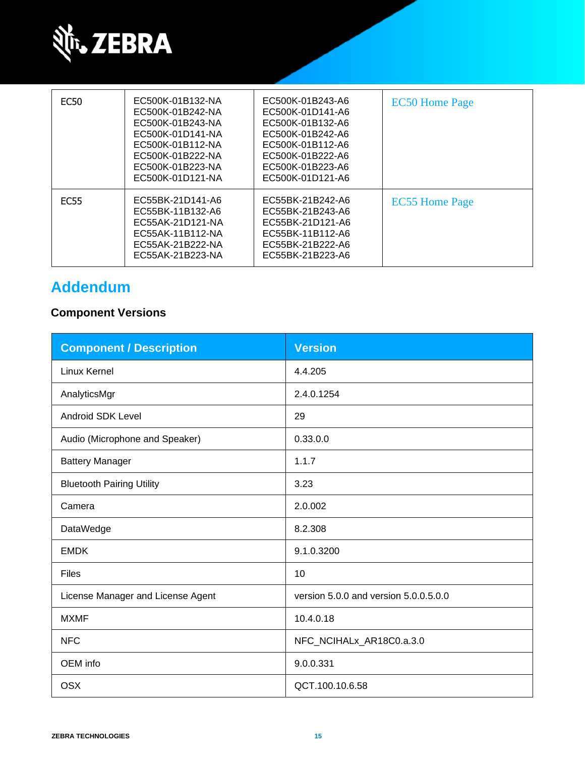| | | | |
|---|---|---|---|
| EC50 | EC500K-01B132-NA<br>EC500K-01B242-NA<br>EC500K-01B243-NA<br>EC500K-01D141-NA<br>EC500K-01B112-NA<br>EC500K-01B222-NA<br>EC500K-01B223-NA<br>EC500K-01D121-NA | EC500K-01B243-A6<br>EC500K-01D141-A6<br>EC500K-01B132-A6<br>EC500K-01B242-A6<br>EC500K-01B112-A6<br>EC500K-01B222-A6<br>EC500K-01B223-A6<br>EC500K-01D121-A6 | EC50 Home Page |
| EC55 | EC55BK-21D141-A6<br>EC55BK-11B132-A6<br>EC55AK-21D121-NA<br>EC55AK-11B112-NA<br>EC55AK-21B222-NA<br>EC55AK-21B223-NA | EC55BK-21B242-A6<br>EC55BK-21B243-A6<br>EC55BK-21D121-A6<br>EC55BK-11B112-A6<br>EC55BK-21B222-A6<br>EC55BK-21B223-A6 | EC55 Home Page |

# Addendum

### Component Versions

| Component / Description | Version |
|---|---|
| Linux Kernel | 4.4.205 |
| AnalyticsMgr | 2.4.0.1254 |
| Android SDK Level | 29 |
| Audio (Microphone and Speaker) | 0.33.0.0 |
| Battery Manager | 1.1.7 |
| Bluetooth Pairing Utility | 3.23 |
| Camera | 2.0.002 |
| DataWedge | 8.2.308 |
| EMDK | 9.1.0.3200 |
| Files | 10 |
| License Manager and License Agent | version 5.0.0 and version 5.0.0.5.0.0 |
| MXMF | 10.4.0.18 |
| NFC | NFC_NCIHALx_AR18C0.a.3.0 |
| OEM info | 9.0.0.331 |
| OSX | QCT.100.10.6.58 |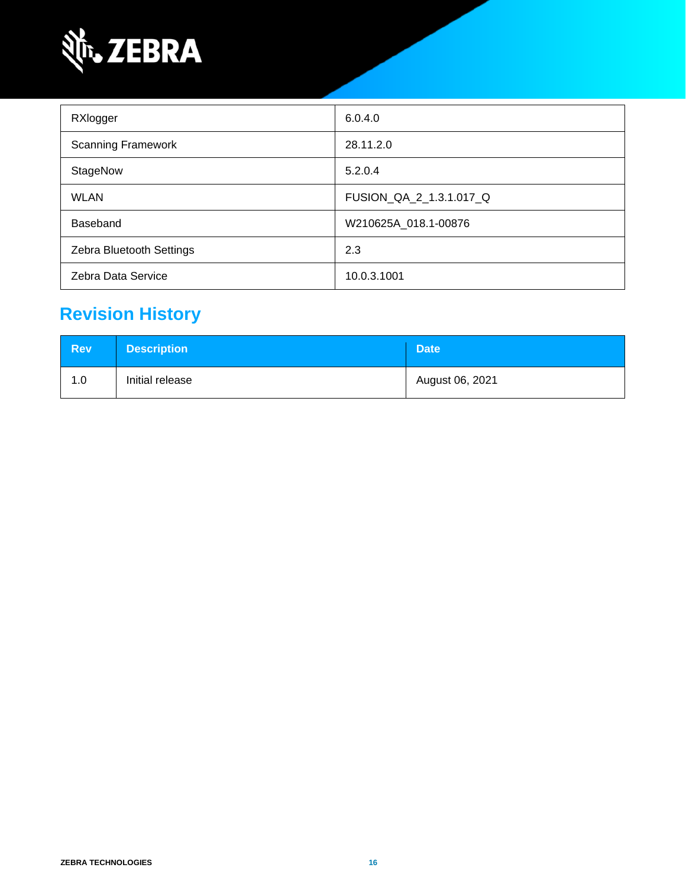| | |
|---|---|
| RXlogger | 6.0.4.0 |
| Scanning Framework | 28.11.2.0 |
| StageNow | 5.2.0.4 |
| WLAN | FUSION_QA_2_1.3.1.017_Q |
| Baseband | W210625A_018.1-00876 |
| Zebra Bluetooth Settings | 2.3 |
| Zebra Data Service | 10.0.3.1001 |

## Revision History

| Rev | Description | Date |
|---|---|---|
| 1.0 | Initial release | August 06, 2021 |